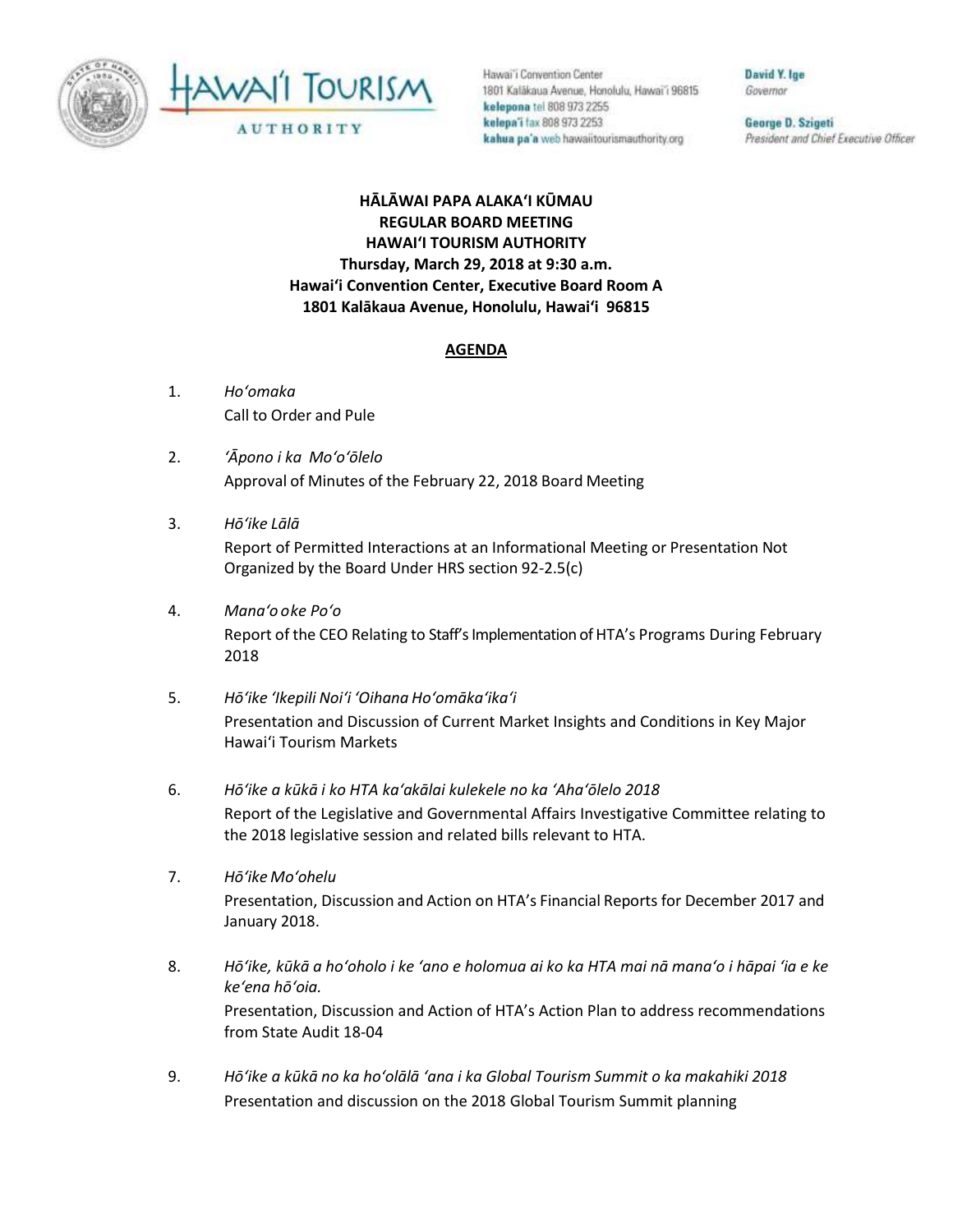Hawaiʻi Convention Center
1801 Kalākaua Avenue, Honolulu, Hawaiʻi 96815
**kelepona** tel 808 973 2255
**kelepaʻi** fax 808 973 2253
**kahua paʻa** web hawaiitourismauthority.org

**David Y. Ige**
*Governor*

**George D. Szigeti**
*President and Chief Executive Officer*

# HĀLĀWAI PAPA ALAKAʻI KŪMAU
# REGULAR BOARD MEETING
# HAWAIʻI TOURISM AUTHORITY

**Thursday, March 29, 2018 at 9:30 a.m.**
**Hawaiʻi Convention Center, Executive Board Room A**
**1801 Kalākaua Avenue, Honolulu, Hawaiʻi 96815**

## AGENDA

1. *Hoʻomaka*
   Call to Order and Pule

2. *ʻĀpono i ka Moʻoʻōlelo*
   Approval of Minutes of the February 22, 2018 Board Meeting

3. *Hōʻike Lālā*
   Report of Permitted Interactions at an Informational Meeting or Presentation Not Organized by the Board Under HRS section 92-2.5(c)

4. *Manaʻo oke Poʻo*
   Report of the CEO Relating to Staff's Implementation of HTA's Programs During February 2018

5. *Hōʻike ʻIkepili Noiʻi ʻOihana Hoʻomākaʻikaʻi*
   Presentation and Discussion of Current Market Insights and Conditions in Key Major Hawaiʻi Tourism Markets

6. *Hōʻike a kūkā i ko HTA kaʻakālai kulekele no ka ʻAhaʻōlelo 2018*
   Report of the Legislative and Governmental Affairs Investigative Committee relating to the 2018 legislative session and related bills relevant to HTA.

7. *Hōʻike Moʻohelu*
   Presentation, Discussion and Action on HTA's Financial Reports for December 2017 and January 2018.

8. *Hōʻike, kūkā a hoʻoholo i ke ʻano e holomua ai ko ka HTA mai nā manaʻo i hāpai ʻia e ke keʻena hōʻoia.*
   Presentation, Discussion and Action of HTA's Action Plan to address recommendations from State Audit 18-04

9. *Hōʻike a kūkā no ka hoʻolālā ʻana i ka Global Tourism Summit o ka makahiki 2018*
   Presentation and discussion on the 2018 Global Tourism Summit planning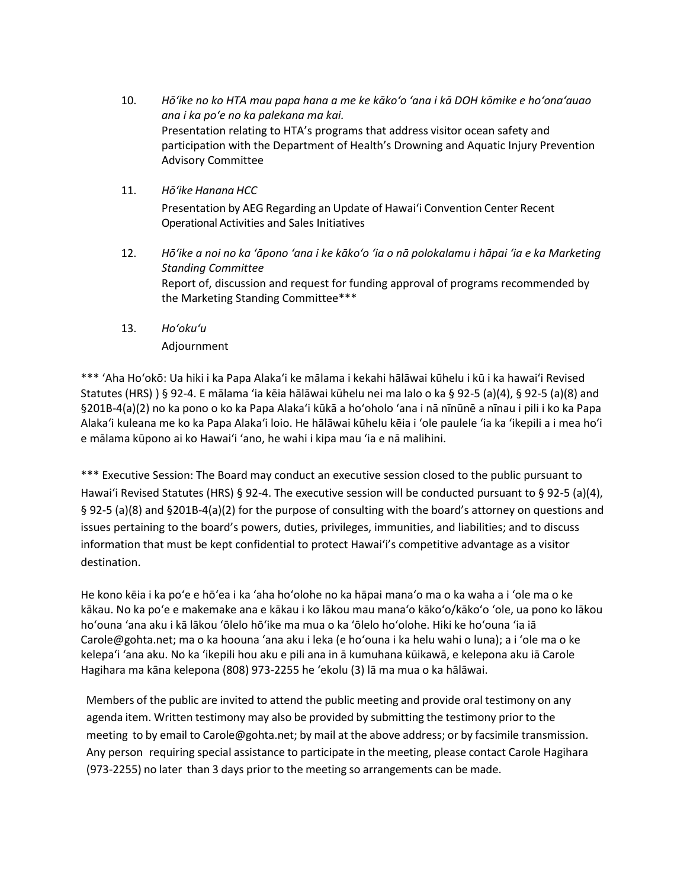10. *Hōʻike no ko HTA mau papa hana a me ke kākoʻo ʻana i kā DOH kōmike e hoʻonaʻauao ana i ka poʻe no ka palekana ma kai.*
    Presentation relating to HTA's programs that address visitor ocean safety and participation with the Department of Health's Drowning and Aquatic Injury Prevention Advisory Committee

11. *Hōʻike Hanana HCC*
    Presentation by AEG Regarding an Update of Hawaiʻi Convention Center Recent Operational Activities and Sales Initiatives

12. *Hōʻike a noi no ka ʻāpono ʻana i ke kākoʻo ʻia o nā polokalamu i hāpai ʻia e ka Marketing Standing Committee*
    Report of, discussion and request for funding approval of programs recommended by the Marketing Standing Committee***

13. *Hoʻokuʻu*
    Adjournment

*** ʻAha Hoʻokō: Ua hiki i ka Papa Alakaʻi ke mālama i kekahi hālāwai kūhelu i kū i ka hawaiʻi Revised Statutes (HRS) ) § 92-4. E mālama ʻia kēia hālāwai kūhelu nei ma lalo o ka § 92-5 (a)(4), § 92-5 (a)(8) and §201B-4(a)(2) no ka pono o ko ka Papa Alakaʻi kūkā a hoʻoholo ʻana i nā nīnūnē a nīnau i pili i ko ka Papa Alakaʻi kuleana me ko ka Papa Alakaʻi loio. He hālāwai kūhelu kēia i ʻole paulele ʻia ka ʻikepili a i mea hoʻi e mālama kūpono ai ko Hawaiʻi ʻano, he wahi i kipa mau ʻia e nā malihini.

*** Executive Session: The Board may conduct an executive session closed to the public pursuant to Hawaiʻi Revised Statutes (HRS) § 92-4. The executive session will be conducted pursuant to § 92-5 (a)(4), § 92-5 (a)(8) and §201B-4(a)(2) for the purpose of consulting with the board's attorney on questions and issues pertaining to the board's powers, duties, privileges, immunities, and liabilities; and to discuss information that must be kept confidential to protect Hawaiʻi's competitive advantage as a visitor destination.

He kono kēia i ka poʻe e hōʻea i ka ʻaha hoʻolohe no ka hāpai manaʻo ma o ka waha a i ʻole ma o ke kākau. No ka poʻe e makemake ana e kākau i ko lākou mau manaʻo kākoʻo/kākoʻo ʻole, ua pono ko lākou hoʻouna ʻana aku i kā lākou ʻōlelo hōʻike ma mua o ka ʻōlelo hoʻolohe. Hiki ke hoʻouna ʻia iā Carole@gohta.net; ma o ka hoouna ʻana aku i leka (e hoʻouna i ka helu wahi o luna); a i ʻole ma o ke kelepaʻi ʻana aku. No ka ʻikepili hou aku e pili ana in ā kumuhana kūikawā, e kelepona aku iā Carole Hagihara ma kāna kelepona (808) 973-2255 he ʻekolu (3) lā ma mua o ka hālāwai.

Members of the public are invited to attend the public meeting and provide oral testimony on any agenda item. Written testimony may also be provided by submitting the testimony prior to the meeting to by email to Carole@gohta.net; by mail at the above address; or by facsimile transmission. Any person requiring special assistance to participate in the meeting, please contact Carole Hagihara (973-2255) no later than 3 days prior to the meeting so arrangements can be made.